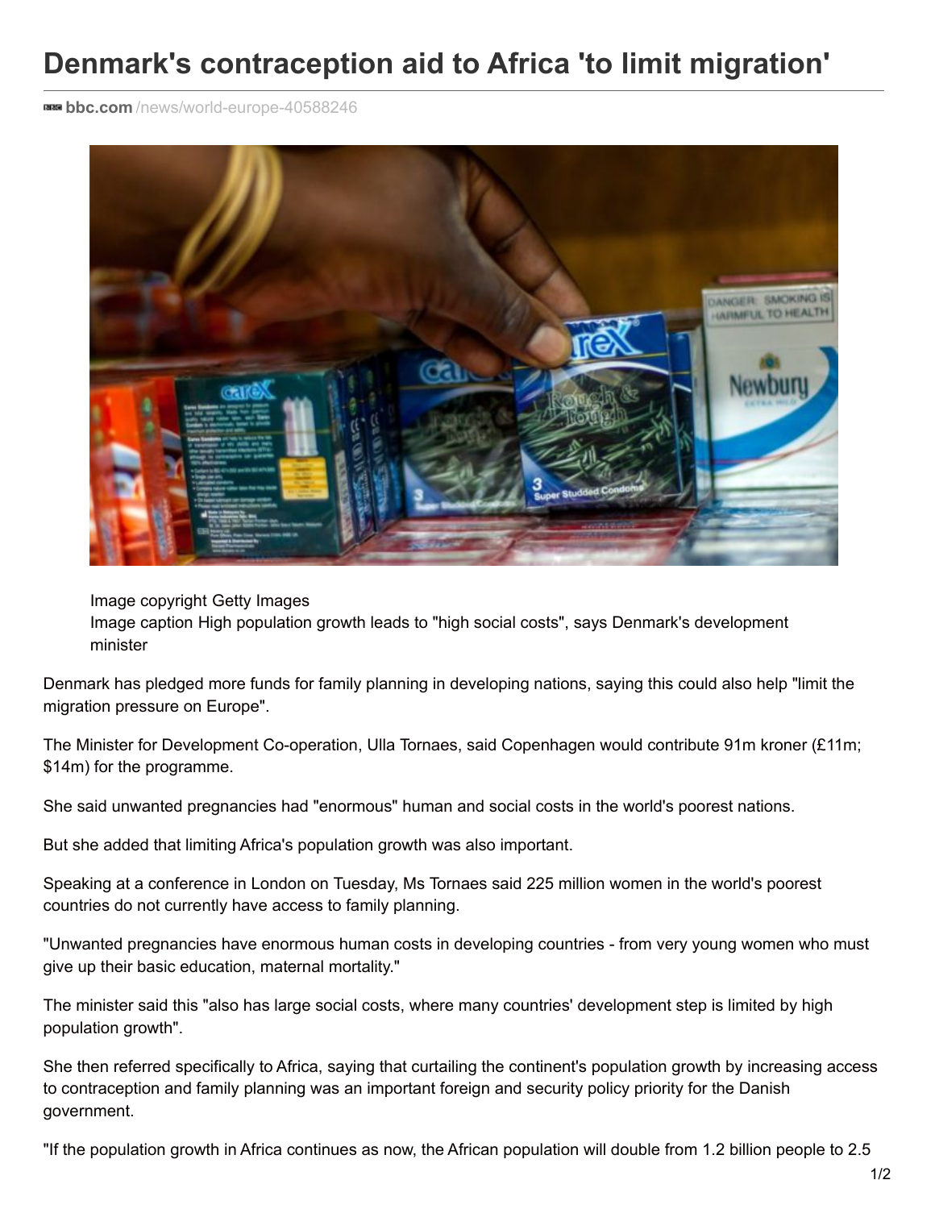# Denmark's contraception aid to Africa 'to limit migration'

bbc.com/news/world-europe-40588246

Image copyright Getty Images
Image caption High population growth leads to "high social costs", says Denmark's development minister

Denmark has pledged more funds for family planning in developing nations, saying this could also help "limit the migration pressure on Europe".

The Minister for Development Co-operation, Ulla Tornaes, said Copenhagen would contribute 91m kroner (£11m; $14m) for the programme.

She said unwanted pregnancies had "enormous" human and social costs in the world's poorest nations.

But she added that limiting Africa's population growth was also important.

Speaking at a conference in London on Tuesday, Ms Tornaes said 225 million women in the world's poorest countries do not currently have access to family planning.

"Unwanted pregnancies have enormous human costs in developing countries - from very young women who must give up their basic education, maternal mortality."

The minister said this "also has large social costs, where many countries' development step is limited by high population growth".

She then referred specifically to Africa, saying that curtailing the continent's population growth by increasing access to contraception and family planning was an important foreign and security policy priority for the Danish government.

"If the population growth in Africa continues as now, the African population will double from 1.2 billion people to 2.5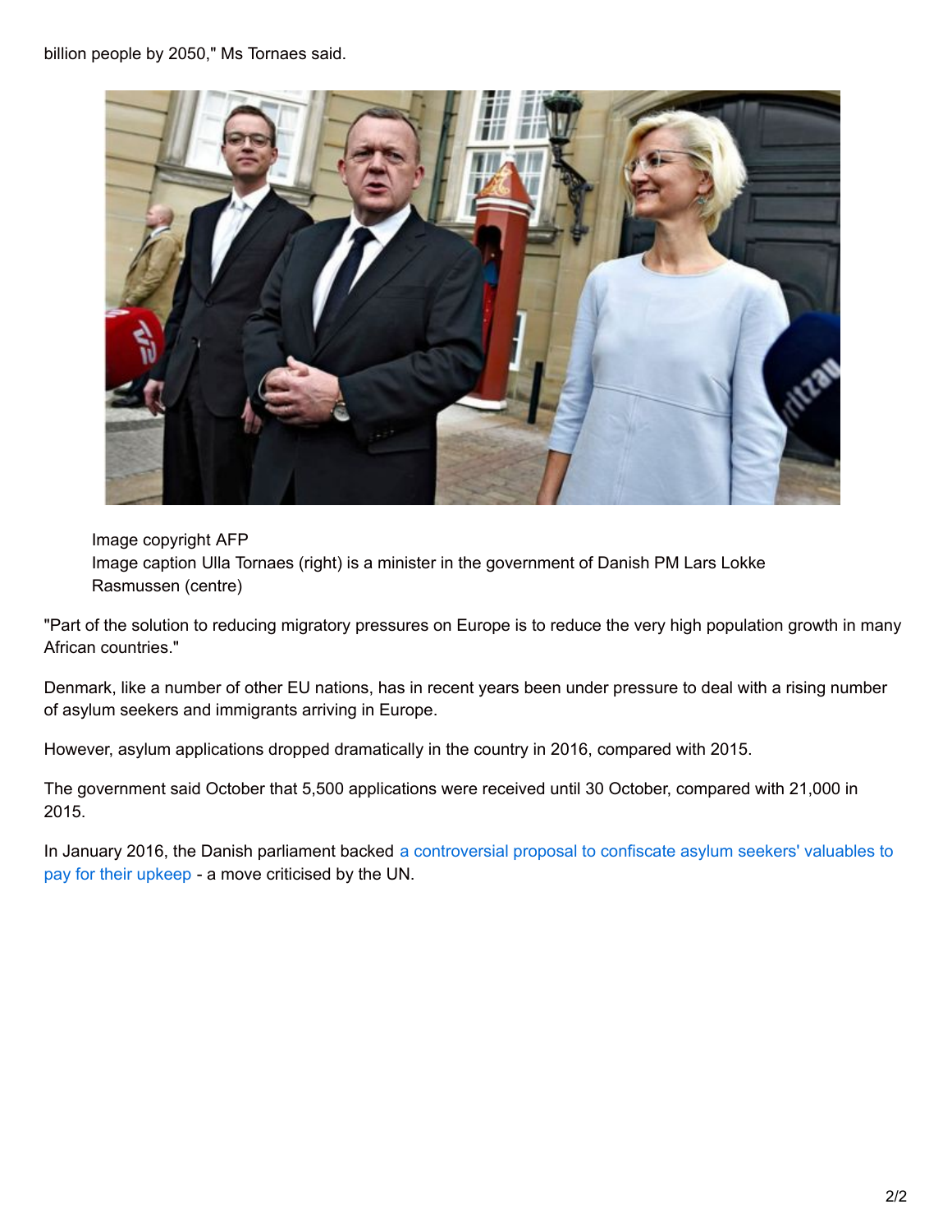billion people by 2050," Ms Tornaes said.

Image copyright AFP
Image caption Ulla Tornaes (right) is a minister in the government of Danish PM Lars Lokke Rasmussen (centre)

"Part of the solution to reducing migratory pressures on Europe is to reduce the very high population growth in many African countries."

Denmark, like a number of other EU nations, has in recent years been under pressure to deal with a rising number of asylum seekers and immigrants arriving in Europe.

However, asylum applications dropped dramatically in the country in 2016, compared with 2015.

The government said October that 5,500 applications were received until 30 October, compared with 21,000 in 2015.

In January 2016, the Danish parliament backed a controversial proposal to confiscate asylum seekers' valuables to pay for their upkeep - a move criticised by the UN.